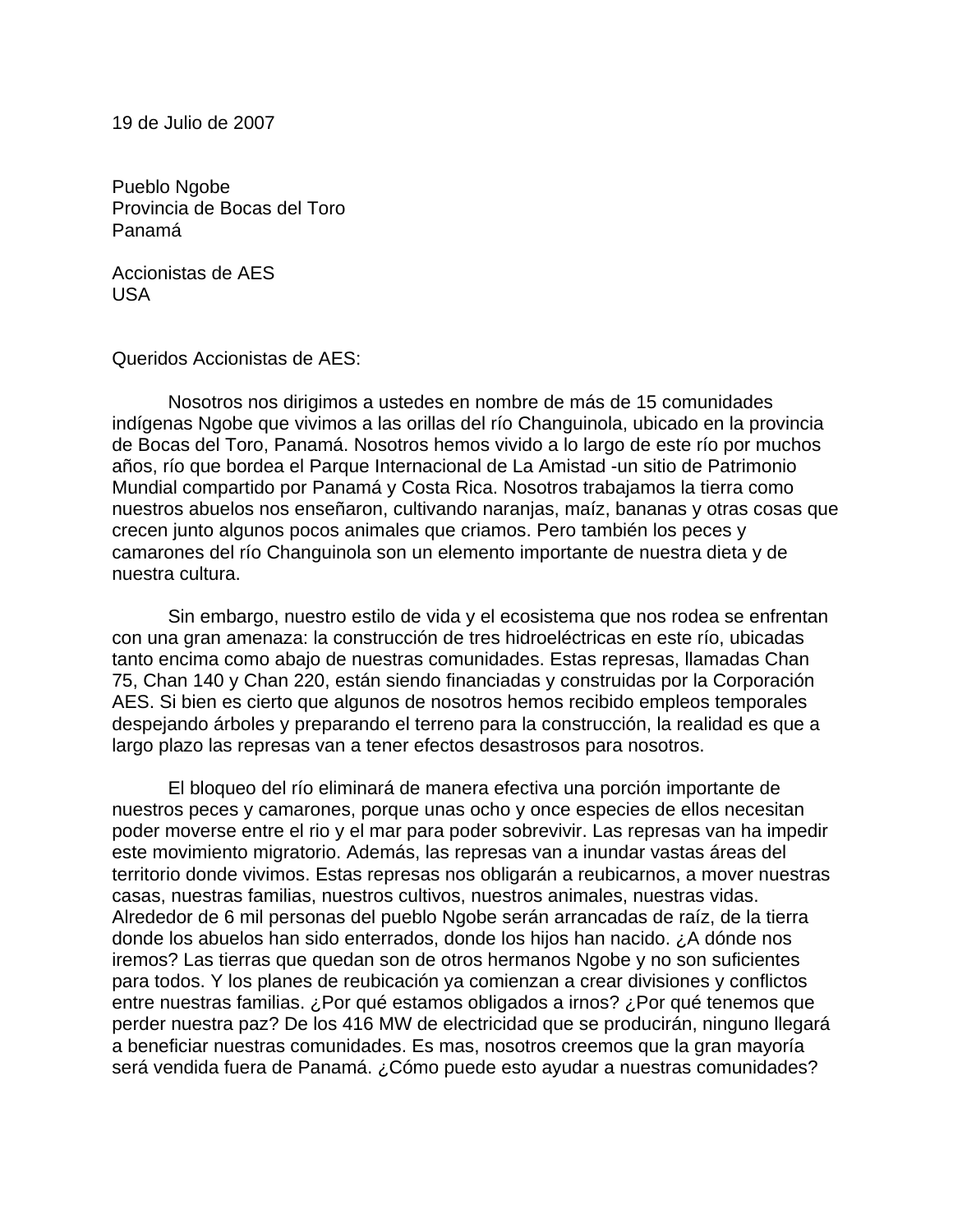19 de Julio de 2007

Pueblo Ngobe
Provincia de Bocas del Toro
Panamá

Accionistas de AES
USA

Queridos Accionistas de AES:

Nosotros nos dirigimos a ustedes en nombre de más de 15 comunidades indígenas Ngobe que vivimos a las orillas del río Changuinola, ubicado en la provincia de Bocas del Toro, Panamá. Nosotros hemos vivido a lo largo de este río por muchos años, río que bordea el Parque Internacional de La Amistad -un sitio de Patrimonio Mundial compartido por Panamá y Costa Rica. Nosotros trabajamos la tierra como nuestros abuelos nos enseñaron, cultivando naranjas, maíz, bananas y otras cosas que crecen junto algunos pocos animales que criamos. Pero también los peces y camarones del río Changuinola son un elemento importante de nuestra dieta y de nuestra cultura.

Sin embargo, nuestro estilo de vida y el ecosistema que nos rodea se enfrentan con una gran amenaza: la construcción de tres hidroeléctricas en este río, ubicadas tanto encima como abajo de nuestras comunidades. Estas represas, llamadas Chan 75, Chan 140 y Chan 220, están siendo financiadas y construidas por la Corporación AES. Si bien es cierto que algunos de nosotros hemos recibido empleos temporales despejando árboles y preparando el terreno para la construcción, la realidad es que a largo plazo las represas van a tener efectos desastrosos para nosotros.

El bloqueo del río eliminará de manera efectiva una porción importante de nuestros peces y camarones, porque unas ocho y once especies de ellos necesitan poder moverse entre el rio y el mar para poder sobrevivir. Las represas van ha impedir este movimiento migratorio. Además, las represas van a inundar vastas áreas del territorio donde vivimos. Estas represas nos obligarán a reubicarnos, a mover nuestras casas, nuestras familias, nuestros cultivos, nuestros animales, nuestras vidas. Alrededor de 6 mil personas del pueblo Ngobe serán arrancadas de raíz, de la tierra donde los abuelos han sido enterrados, donde los hijos han nacido. ¿A dónde nos iremos? Las tierras que quedan son de otros hermanos Ngobe y no son suficientes para todos. Y los planes de reubicación ya comienzan a crear divisiones y conflictos entre nuestras familias. ¿Por qué estamos obligados a irnos? ¿Por qué tenemos que perder nuestra paz? De los 416 MW de electricidad que se producirán, ninguno llegará a beneficiar nuestras comunidades. Es mas, nosotros creemos que la gran mayoría será vendida fuera de Panamá. ¿Cómo puede esto ayudar a nuestras comunidades?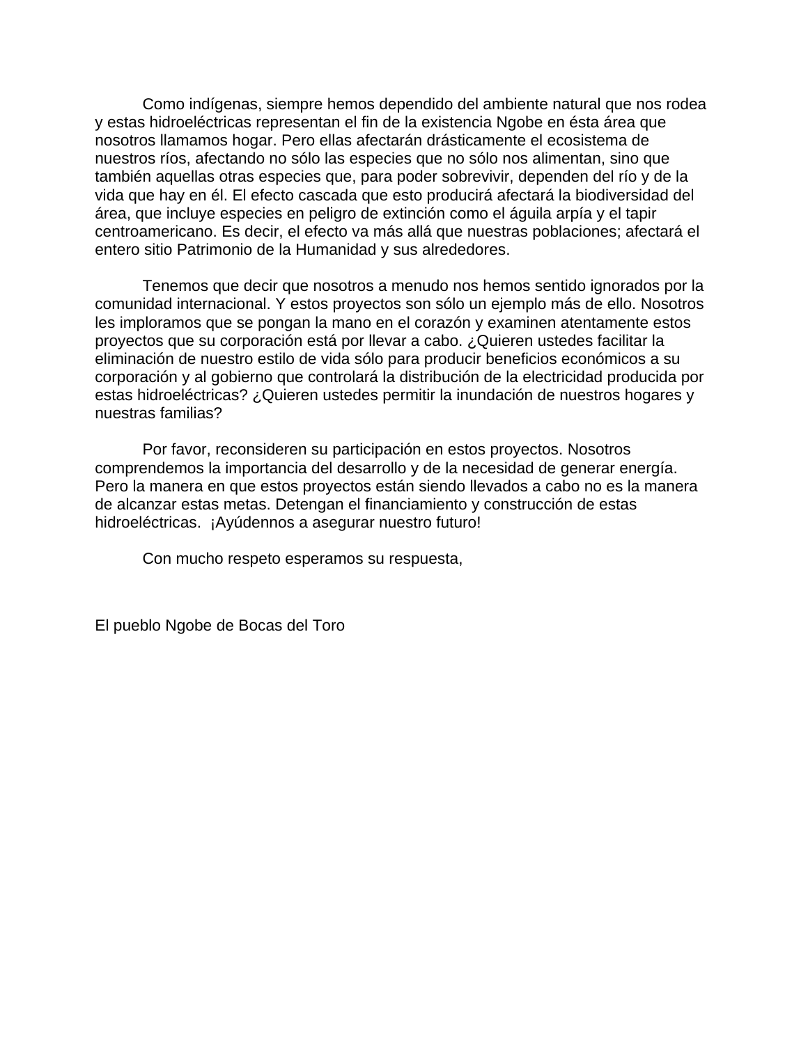Como indígenas, siempre hemos dependido del ambiente natural que nos rodea y estas hidroeléctricas representan el fin de la existencia Ngobe en ésta área que nosotros llamamos hogar. Pero ellas afectarán drásticamente el ecosistema de nuestros ríos, afectando no sólo las especies que no sólo nos alimentan, sino que también aquellas otras especies que, para poder sobrevivir, dependen del río y de la vida que hay en él. El efecto cascada que esto producirá afectará la biodiversidad del área, que incluye especies en peligro de extinción como el águila arpía y el tapir centroamericano. Es decir, el efecto va más allá que nuestras poblaciones; afectará el entero sitio Patrimonio de la Humanidad y sus alrededores.

Tenemos que decir que nosotros a menudo nos hemos sentido ignorados por la comunidad internacional. Y estos proyectos son sólo un ejemplo más de ello. Nosotros les imploramos que se pongan la mano en el corazón y examinen atentamente estos proyectos que su corporación está por llevar a cabo. ¿Quieren ustedes facilitar la eliminación de nuestro estilo de vida sólo para producir beneficios económicos a su corporación y al gobierno que controlará la distribución de la electricidad producida por estas hidroeléctricas? ¿Quieren ustedes permitir la inundación de nuestros hogares y nuestras familias?

Por favor, reconsideren su participación en estos proyectos. Nosotros comprendemos la importancia del desarrollo y de la necesidad de generar energía. Pero la manera en que estos proyectos están siendo llevados a cabo no es la manera de alcanzar estas metas. Detengan el financiamiento y construcción de estas hidroeléctricas. ¡Ayúdennos a asegurar nuestro futuro!

Con mucho respeto esperamos su respuesta,

El pueblo Ngobe de Bocas del Toro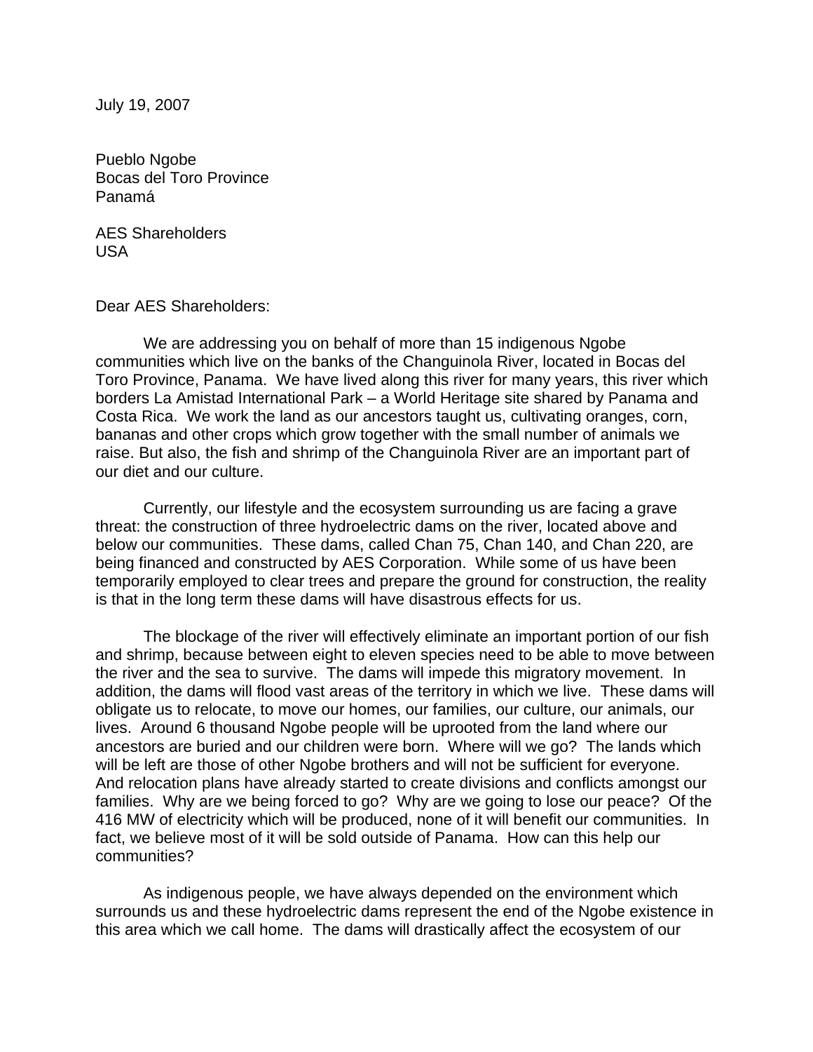July 19, 2007

Pueblo Ngobe
Bocas del Toro Province
Panamá

AES Shareholders
USA

Dear AES Shareholders:

We are addressing you on behalf of more than 15 indigenous Ngobe communities which live on the banks of the Changuinola River, located in Bocas del Toro Province, Panama. We have lived along this river for many years, this river which borders La Amistad International Park – a World Heritage site shared by Panama and Costa Rica. We work the land as our ancestors taught us, cultivating oranges, corn, bananas and other crops which grow together with the small number of animals we raise. But also, the fish and shrimp of the Changuinola River are an important part of our diet and our culture.

Currently, our lifestyle and the ecosystem surrounding us are facing a grave threat: the construction of three hydroelectric dams on the river, located above and below our communities. These dams, called Chan 75, Chan 140, and Chan 220, are being financed and constructed by AES Corporation. While some of us have been temporarily employed to clear trees and prepare the ground for construction, the reality is that in the long term these dams will have disastrous effects for us.

The blockage of the river will effectively eliminate an important portion of our fish and shrimp, because between eight to eleven species need to be able to move between the river and the sea to survive. The dams will impede this migratory movement. In addition, the dams will flood vast areas of the territory in which we live. These dams will obligate us to relocate, to move our homes, our families, our culture, our animals, our lives. Around 6 thousand Ngobe people will be uprooted from the land where our ancestors are buried and our children were born. Where will we go? The lands which will be left are those of other Ngobe brothers and will not be sufficient for everyone. And relocation plans have already started to create divisions and conflicts amongst our families. Why are we being forced to go? Why are we going to lose our peace? Of the 416 MW of electricity which will be produced, none of it will benefit our communities. In fact, we believe most of it will be sold outside of Panama. How can this help our communities?

As indigenous people, we have always depended on the environment which surrounds us and these hydroelectric dams represent the end of the Ngobe existence in this area which we call home. The dams will drastically affect the ecosystem of our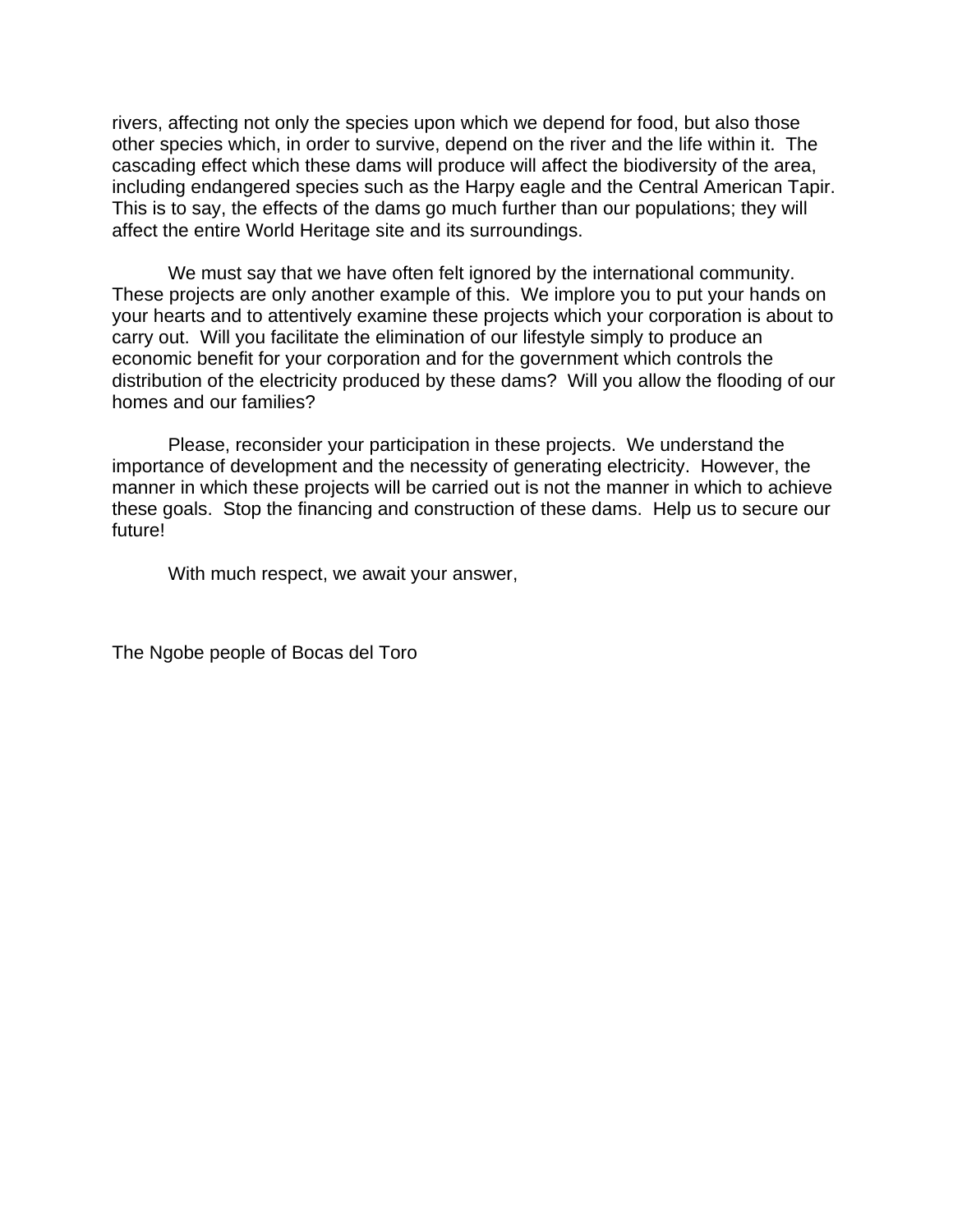rivers, affecting not only the species upon which we depend for food, but also those other species which, in order to survive, depend on the river and the life within it. The cascading effect which these dams will produce will affect the biodiversity of the area, including endangered species such as the Harpy eagle and the Central American Tapir. This is to say, the effects of the dams go much further than our populations; they will affect the entire World Heritage site and its surroundings.

We must say that we have often felt ignored by the international community. These projects are only another example of this. We implore you to put your hands on your hearts and to attentively examine these projects which your corporation is about to carry out. Will you facilitate the elimination of our lifestyle simply to produce an economic benefit for your corporation and for the government which controls the distribution of the electricity produced by these dams? Will you allow the flooding of our homes and our families?

Please, reconsider your participation in these projects. We understand the importance of development and the necessity of generating electricity. However, the manner in which these projects will be carried out is not the manner in which to achieve these goals. Stop the financing and construction of these dams. Help us to secure our future!

With much respect, we await your answer,

The Ngobe people of Bocas del Toro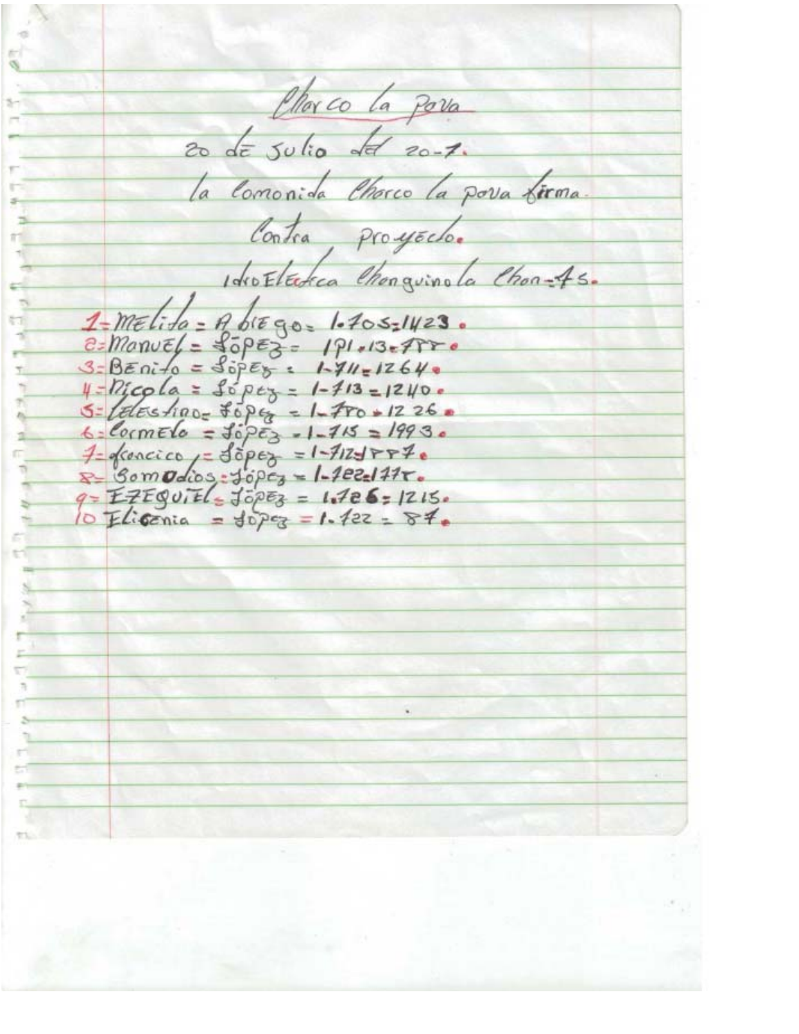Charco la pava

20 de julio del 20-1.

la Comonida Charco la pava firma.

Contra proyecto.

idroElectrica Changuinola Chan-75.

1- Melita = Abiego = 1-705 = 1423.
2- Manuel = López = 1P1-13-777.
3- Benito = López = 1-711 = 1264.
4- Nicola = López = 1-713 = 1240.
5- Celestino = López = 1-770-1226.
6- Carmelo = López = 1-715 = 1993.
7- francico = López = 1-712-1777.
8- Gomodios = López = 1-722-1717.
9- EZEQUIEL = López = 1-726 = 1215.
10 Elicenia = López = 1-722 = 87.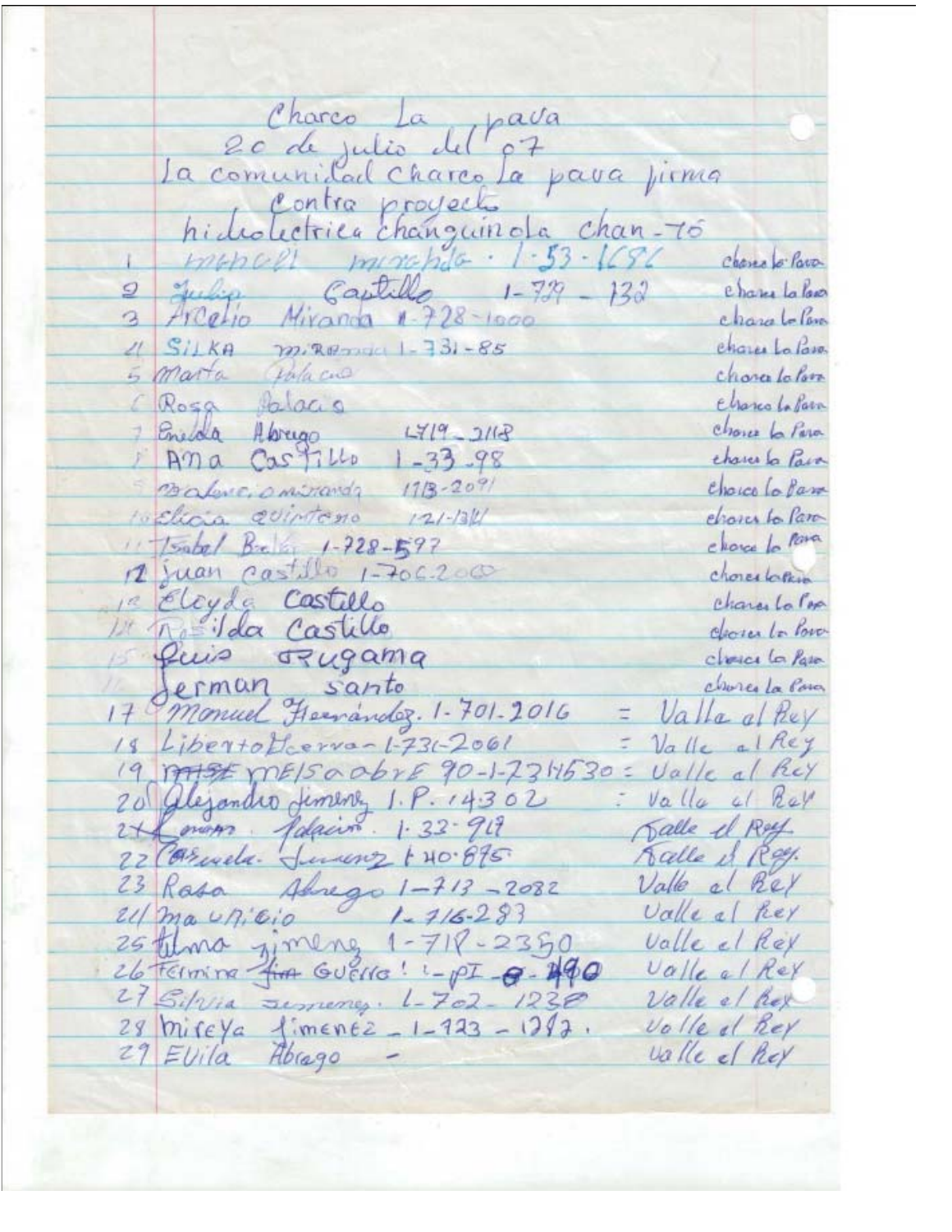Charco La pava
20 de julio del 07
La comunidad Charco La pava firma
Contra proyecto
hidroelectrica changuinola chan-75

| | | | |
|---|---|---|---|
| 1 | manuel miranda | 1-53-1686 | charco la Pava |
| 2 | Julio Castillo | 1-729-132 | charco la Pava |
| 3 | Arcelio Miranda | 1-728-1000 | charco la Pava |
| 4 | SILKA miranda | 1-731-85 | charco la Pava |
| 5 | Marta Palacio | | charco la Pava |
| 6 | Rosa Palacio | | charco la Pava |
| 7 | Eneida Abrego | 1-719-2118 | charco la Pava |
| 8 | Ana Castillo | 1-33-98 | charco la Pava |
| 9 | valencio miranda | 1-713-2091 | charco la Pava |
| 10 | Elicia Quintero | 1-721-1311 | charco la Pava |
| 11 | Isabel Becker | 1-728-597 | charco la Pava |
| 12 | juan castillo | 1-706-2060 | charco la Pava |
| 13 | Eleyda Castillo | | charco la Pava |
| 14 | Rosilda Castillo | | charco la Pava |
| 15 | Luis Zugama | | charco la Pava |
| 16 | Jerman santo | | charco la Pava |
| 17 | Manuel Hernández | 1-701-2016 | = Valle al Rey |
| 18 | Liberto Guerra | 1-731-2061 | = Valle al Rey |
| 19 | MEISA obrE | 90-1-731-1530 | = Valle al Rey |
| 20 | Alejandro Jimenez | 1.P. 14302 | : Valle al Rey |
| 21 | Ramon Palacio | 1-33-919 | Valle el Rey |
| 22 | Araceli Jimenez | 1-40-895 | Valle el Rey |
| 23 | Rosa Abrego | 1-713-2082 | Valle el Rey |
| 24 | mauricio | 1-716-283 | Valle al Rey |
| 25 | Elma jimenez | 1-718-2350 | Valle el Rey |
| 26 | Fermina Guerra | 1-PI-490 | Valle al Rey |
| 27 | Silvia Jimenez | 1-702-1238 | Valle el Rey |
| 28 | mireya Jimenez | 1-723-1282 | Valle el Rey |
| 29 | Evila Abrego | - | Valle el Rey |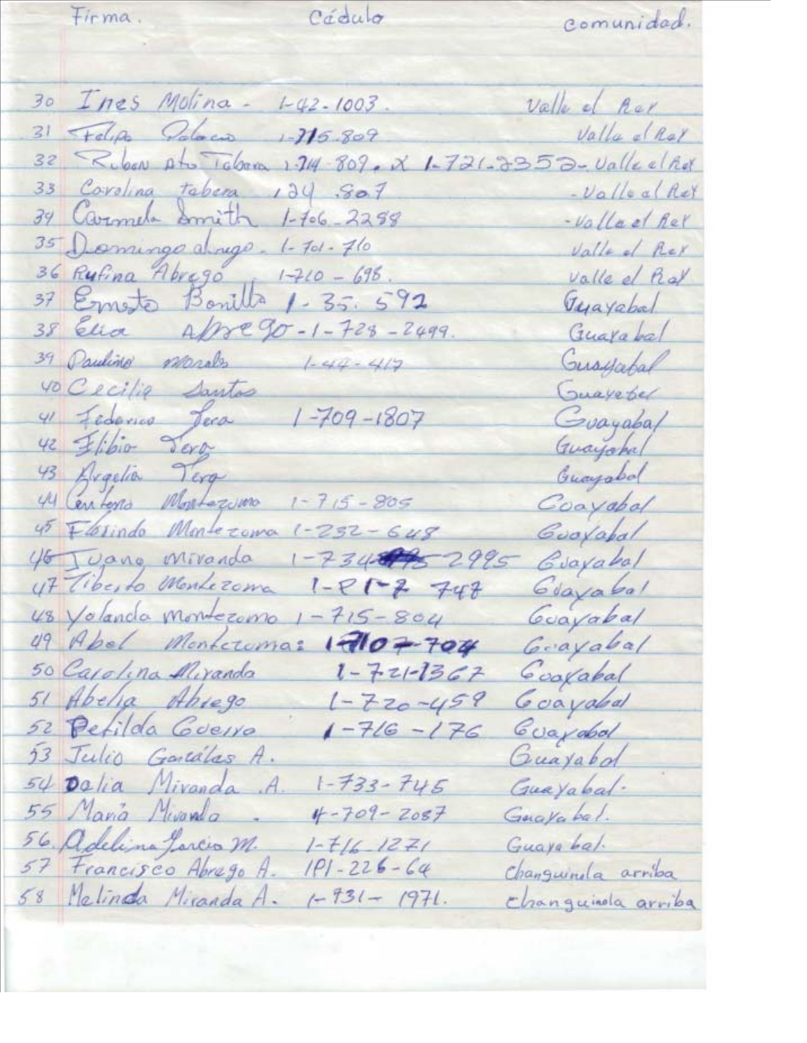| Firma. | Cédula | comunidad. |
| --- | --- | --- |
| 30 Ines Molina - | 1-42-1003. | Valle el Rey |
| 31 Felipe Palacio | 1-715-809 | Valle el Rey |
| 32 Ruben Ato Tabera | 1-714-809. X 1-721-2352 | - Valle el Rey |
| 33 Carolina tabera | 1-24-807 | - Valle el Rey |
| 34 Carmela Smith | 1-706-2288 | - Valle el Rey |
| 35 Domingo abrego. | 1-701-710 | Valle el Rey |
| 36 Rufina Abrego | 1-710 - 698. | Valle el Rey |
| 37 Ernesto Bonilla | 1-35-592 | Guayabal |
| 38 Elia Abrego | -1-728-2499. | Guayabal |
| 39 Paulino Morales | 1-44-417 | Guayabal |
| 40 Cecilia Santos | | Guayabal |
| 41 Federico Vera | 1-709-1807 | Guayabal |
| 42 Elibio Vera | | Guayabal |
| 43 Angelia Vera | | Guayabal |
| 44 Centeno Montezuma | 1-715-805 | Guayabal |
| 45 Florindo Montezuma | 1-232-648 | Guayabal |
| 46 Juana Miranda | 1-734-2995 | Guayabal |
| 47 Tiberio Montezoma | 1-717-747 | Guayabal |
| 48 Yolanda Montezoma | 1-715-804 | Guayabal |
| 49 Abel Montezuma: | 1-707-704 | Guayabal |
| 50 Carolina Miranda | 1-721-1367 | Guayabal |
| 51 Abelia Abrego | 1-720-459 | Guayabal |
| 52 Betilda Guerra | 1-716-176 | Guayabal |
| 53 Julio González A. | | Guayabal |
| 54 Dalia Miranda .A. | 1-733-745 | Guayabal. |
| 55 María Miranda . | 4-709-2087 | Guayabal. |
| 56. Adelina García M. | 1-716-1271 | Guayabal. |
| 57 Francisco Abrego A. | 1P1-226-64 | Changuinola arriba |
| 58 Melinda Miranda A. | 1-931- 1971. | Changuinola arriba |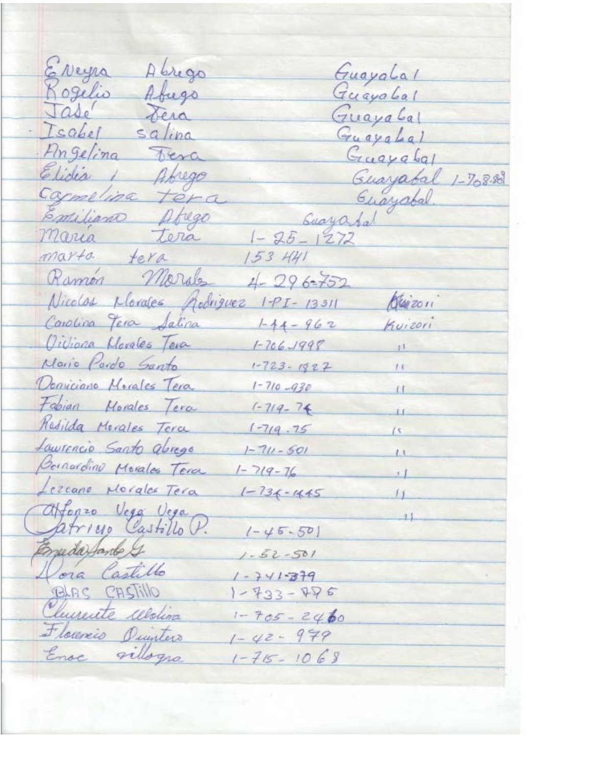| | | |
|---|---|---|
| Eneyra Abrego | | Guayabal |
| Rogelio Abrego | | Guayabal |
| José Tera | | Guayabal |
| Isabel salina | | Guayabal |
| Angelina Tera | | Guayabal |
| Elidia Abrego | | Guayabal 1-708-881 |
| Carmelina tera | | Guayabal |
| Emiliano Abrego | | Guayabal |
| Maria tera | 1-25-1272 | |
| marta tera | 153 441 | |
| Ramón Morales | 4-296-752 | |
| Nicolas Morales Rodriguez | 1-PI-13311 | Kuizori |
| Carolina Tera Salina | 1-44-962 | Kuizori |
| Viviana Morales Tera | 1-706-1998 | " |
| Mario Pardo Santo | 1-723-1827 | " |
| Domiciano Morales Tera | 1-710-930 | " |
| Fabian Morales Tera | 1-719-74 | " |
| Rosilda Morales Tera | 1-719.75 | " |
| Lawrencio Santo abrego | 1-711-501 | " |
| Bernardino Morales Tera | 1-719-76 | " |
| Lezcano Morales Tera | 1-734-1445 | " |
| Alfonzo Vega Vega | | " |
| Patricio Castillo P. | 1-45-501 | |
| Emelda Santo G. | 1-52-501 | |
| Nora Castillo | 1-741-379 | |
| BLAS CASTILLO | 1-733-775 | |
| Clemente Molina | 1-705-2460 | |
| Florencio Quintero | 1-42-979 | |
| Enoc Villagra | 1-715-1068 | |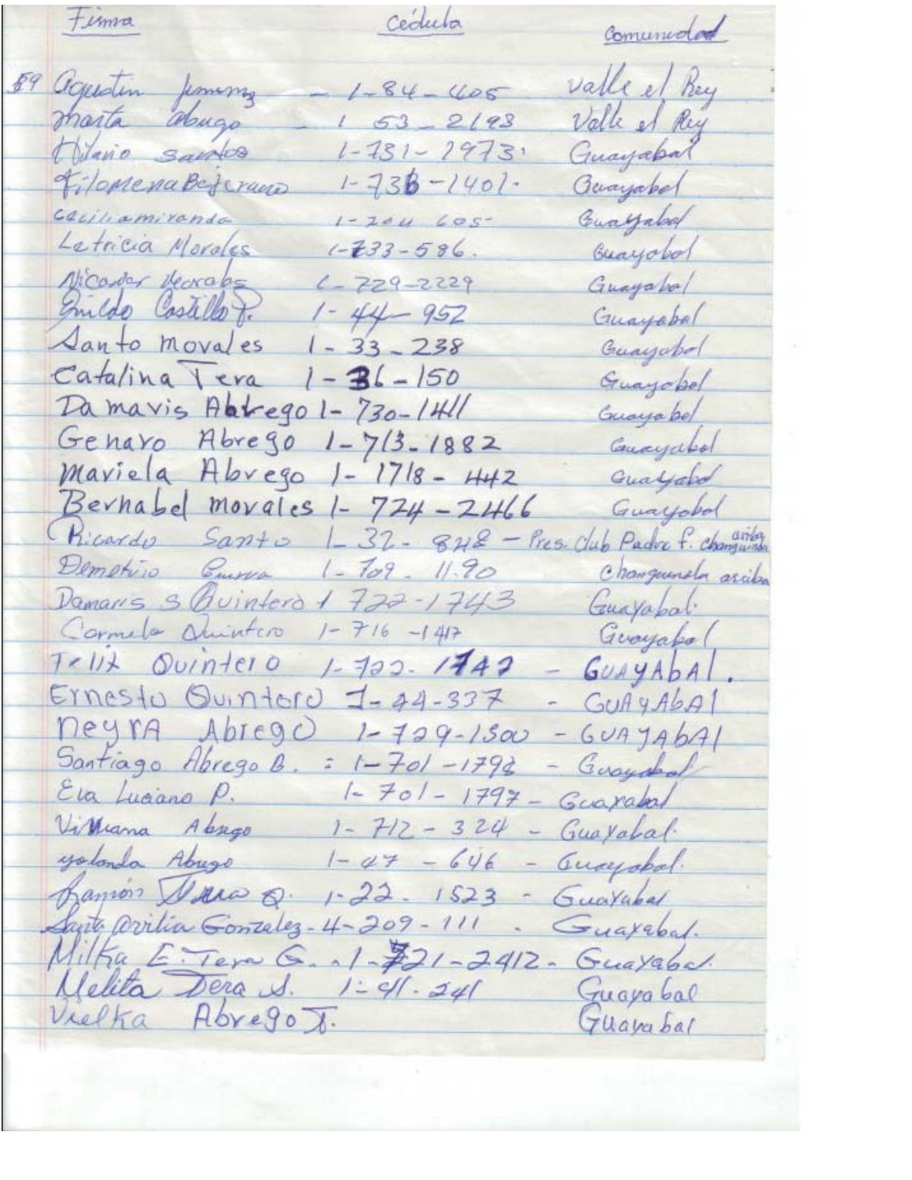| Firma | cédula | Comunidad |
|---|---|---|
| 89 Agustin Jimenez | 1-84-605 | Valle el Rey |
| Marta Abrego | 1 53-2193 | Valle el Rey |
| Hilario Santos | 1-731-1973 | Guayabal |
| Filomena Bejerano | 1-736-1401 | Guayabal |
| Cecilia miranda | 1-704 605 | Guayabal |
| Letricia Morales | 1-733-586 | Guayabal |
| Nicasdor Morales | 1-729-2229 | Guayabal |
| Emildo Castillo P. | 1-44-952 | Guayabal |
| Santo morales | 1-33-238 | Guayabal |
| Catalina Tera | 1-36-150 | Guayabal |
| Damavis Abrego | 1-730-1411 | Guayabal |
| Genaro Abrego | 1-713-1882 | Guayabal |
| Mariela Abrego | 1-1718-442 | Guayabal |
| Bernabel morales | 1-724-2466 | Guayabal |
| Ricardo Santo | 1-32-848 | Pres. Club Padre F. Changuinola arriba |
| Demetrio Guerra | 1-709-1190 | Changuinola arriba |
| Damaris S Quintero | 1 722-1743 | Guayabal |
| Carmela Quintero | 1-716-147 | Guayabal |
| Felix Quintero | 1-722-1742 | GUAYABAL. |
| Ernesto Quintero | 1-44-337 | GUAYABAL |
| Neyra Abrego | 1-729-1500 | GUAYABAL |
| Santiago Abrego B. | 1-701-1798 | Guayabal |
| Eva Luciano P. | 1-701-1797 | Guayabal |
| Viviana Abrego | 1-712-324 | Guayabal |
| yolanda Abrego | 1-47-646 | Guayabal |
| Ramón Vera Q. | 1-22-1523 | Guayabal |
| Santa Otilia Gonzalez | 4-209-111 | Guayabal |
| Milka E. Tera G. | 1-721-2412 | Guayabal |
| Melita Vera S. | 1-41-241 | Guayabal |
| Vielka Abrego J. | | Guayabal |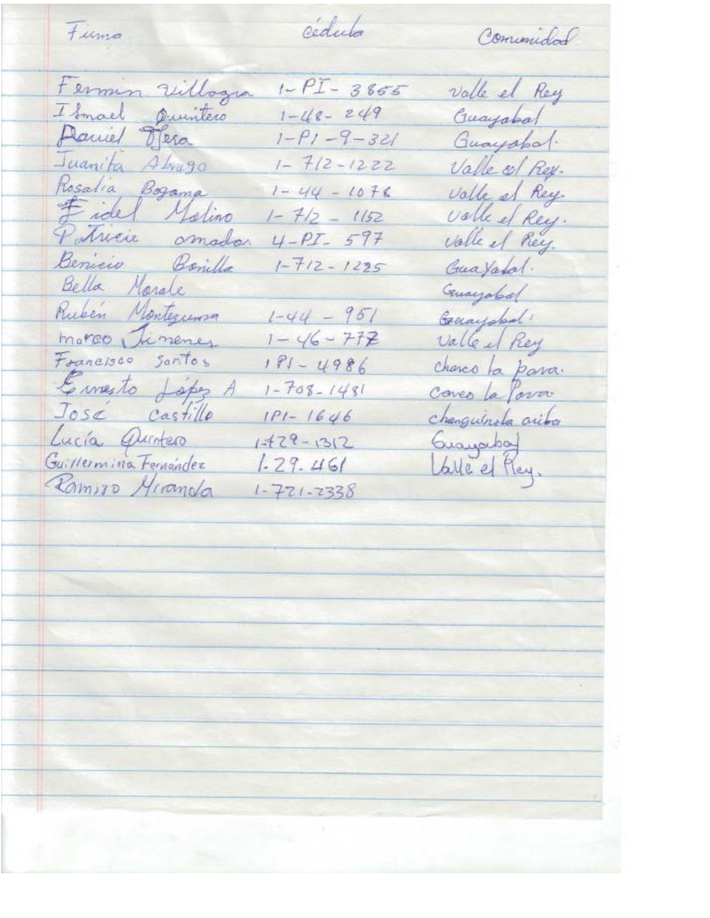| Firma | cédula | Comunidad |
| --- | --- | --- |
| Fermin Villogra | 1-PI-3865 | Valle el Rey |
| Ismael Quintero | 1-48-249 | Guayabal |
| Daniel Mesa | 1-P1-9-321 | Guayabal. |
| Juanita Abrego | 1-712-1222 | Valle el Rey. |
| Rosalia Bozama | 1-44-1078 | Valle el Rey. |
| Fidel Molino | 1-712-1152 | Valle el Rey. |
| Patricia amador | 4-PI-597 | Valle el Rey. |
| Benicio Bonilla | 1-712-1225 | Guayabal. |
| Bella Morale | | Guayabal |
| Rubén Montezuma | 1-44-951 | Guayabal. |
| marco Jimenez | 1-46-777 | Valle el Rey |
| Francisco santos | 1P1-4986 | charco la para. |
| Ernesto López A | 1-708-1481 | Corco la Para |
| José castillo | 1P1-1646 | changuinola arriba |
| Lucía Quintero | 1-429-1312 | Guayabal |
| Guillermina Fernández | 1.29.461 | Valle el Rey. |
| Ramiro Miranda | 1-721-2338 | |